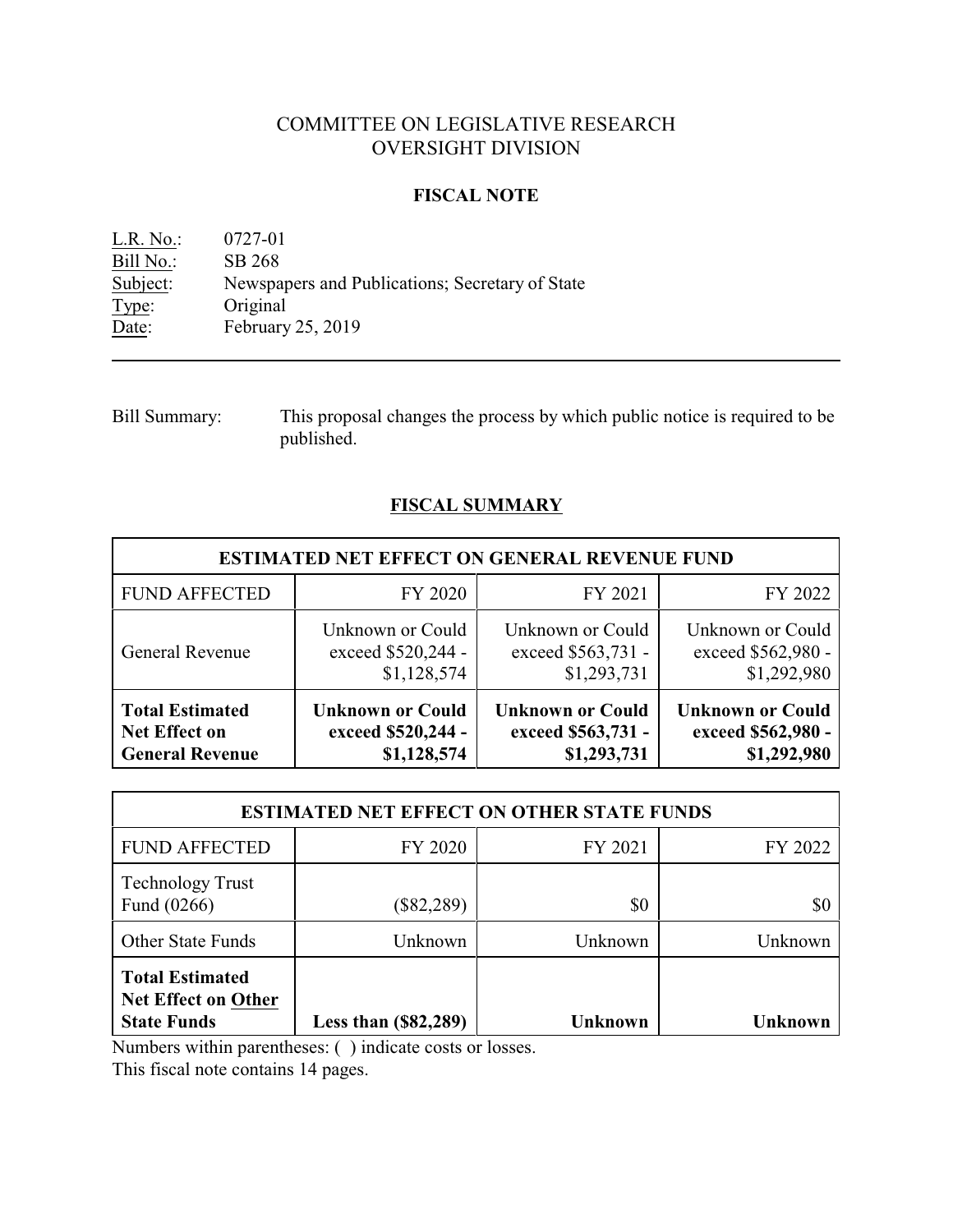# COMMITTEE ON LEGISLATIVE RESEARCH
# OVERSIGHT DIVISION

## FISCAL NOTE

L.R. No.: 0727-01
Bill No.: SB 268
Subject: Newspapers and Publications; Secretary of State
Type: Original
Date: February 25, 2019

---

Bill Summary: This proposal changes the process by which public notice is required to be published.

## FISCAL SUMMARY

| ESTIMATED NET EFFECT ON GENERAL REVENUE FUND | | | |
|---|---|---|---|
| FUND AFFECTED | FY 2020 | FY 2021 | FY 2022 |
| General Revenue | Unknown or Could exceed $520,244 - $1,128,574 | Unknown or Could exceed $563,731 - $1,293,731 | Unknown or Could exceed $562,980 - $1,292,980 |
| **Total Estimated Net Effect on General Revenue** | **Unknown or Could exceed $520,244 - $1,128,574** | **Unknown or Could exceed $563,731 - $1,293,731** | **Unknown or Could exceed $562,980 - $1,292,980** |

| ESTIMATED NET EFFECT ON OTHER STATE FUNDS | | | |
|---|---|---|---|
| FUND AFFECTED | FY 2020 | FY 2021 | FY 2022 |
| Technology Trust Fund (0266) | ($82,289) | $0 | $0 |
| Other State Funds | Unknown | Unknown | Unknown |
| **Total Estimated Net Effect on Other State Funds** | **Less than ($82,289)** | **Unknown** | **Unknown** |

Numbers within parentheses: ( ) indicate costs or losses.
This fiscal note contains 14 pages.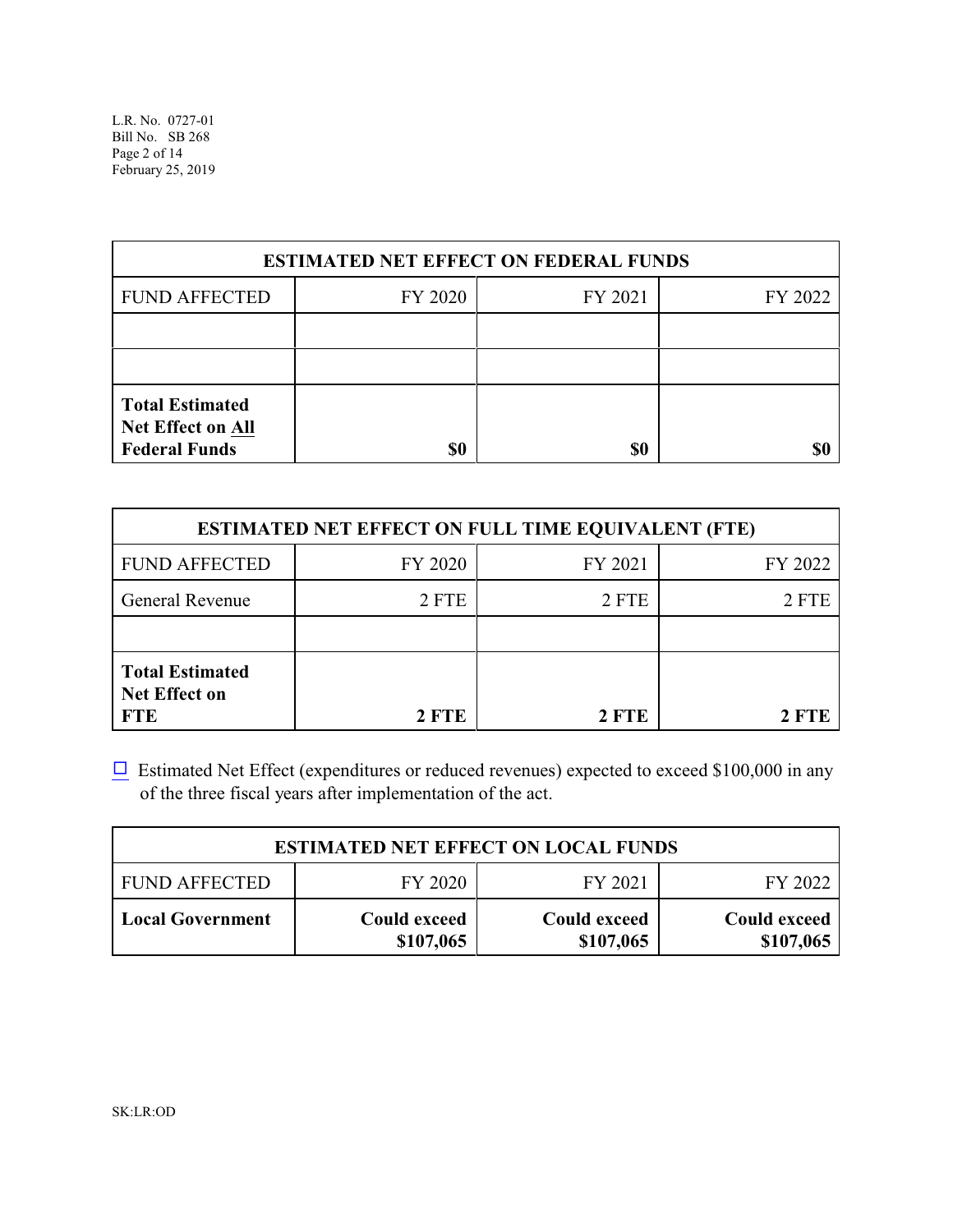| ESTIMATED NET EFFECT ON FEDERAL FUNDS | | | |
|---|---|---|---|
| FUND AFFECTED | FY 2020 | FY 2021 | FY 2022 |
| | | | |
| | | | |
| **Total Estimated Net Effect on All Federal Funds** | **$0** | **$0** | **$0** |

| ESTIMATED NET EFFECT ON FULL TIME EQUIVALENT (FTE) | | | |
|---|---|---|---|
| FUND AFFECTED | FY 2020 | FY 2021 | FY 2022 |
| General Revenue | 2 FTE | 2 FTE | 2 FTE |
| | | | |
| **Total Estimated Net Effect on FTE** | **2 FTE** | **2 FTE** | **2 FTE** |

☐ Estimated Net Effect (expenditures or reduced revenues) expected to exceed $100,000 in any of the three fiscal years after implementation of the act.

| ESTIMATED NET EFFECT ON LOCAL FUNDS | | | |
|---|---|---|---|
| FUND AFFECTED | FY 2020 | FY 2021 | FY 2022 |
| **Local Government** | **Could exceed $107,065** | **Could exceed $107,065** | **Could exceed $107,065** |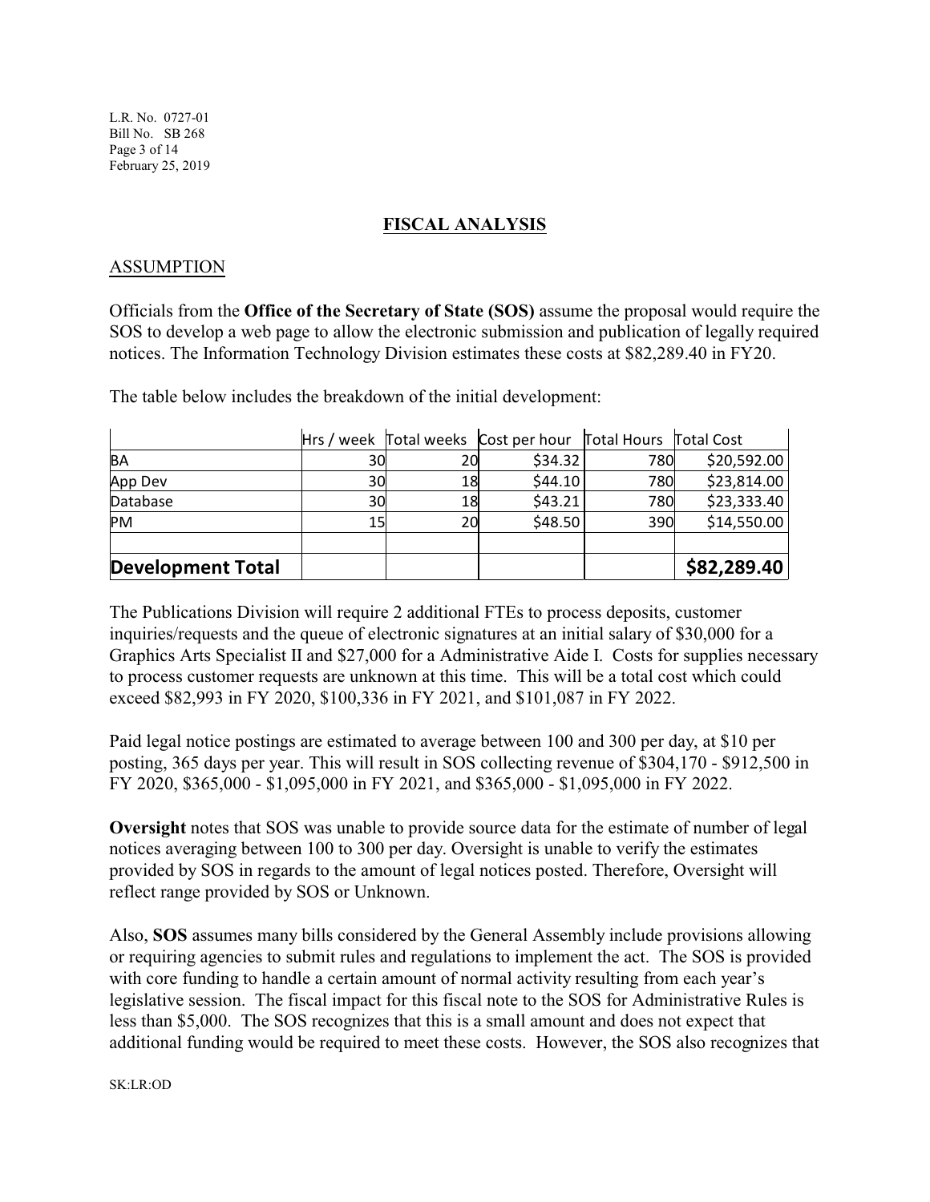## FISCAL ANALYSIS

### ASSUMPTION

Officials from the **Office of the Secretary of State (SOS)** assume the proposal would require the SOS to develop a web page to allow the electronic submission and publication of legally required notices. The Information Technology Division estimates these costs at $82,289.40 in FY20.

The table below includes the breakdown of the initial development:

| | Hrs / week | Total weeks | Cost per hour | Total Hours | Total Cost |
|---|---|---|---|---|---|
| BA | 30 | 20 | $34.32 | 780 | $20,592.00 |
| App Dev | 30 | 18 | $44.10 | 780 | $23,814.00 |
| Database | 30 | 18 | $43.21 | 780 | $23,333.40 |
| PM | 15 | 20 | $48.50 | 390 | $14,550.00 |
| | | | | | |
| **Development Total** | | | | | **$82,289.40** |

The Publications Division will require 2 additional FTEs to process deposits, customer inquiries/requests and the queue of electronic signatures at an initial salary of $30,000 for a Graphics Arts Specialist II and $27,000 for a Administrative Aide I. Costs for supplies necessary to process customer requests are unknown at this time. This will be a total cost which could exceed $82,993 in FY 2020, $100,336 in FY 2021, and $101,087 in FY 2022.

Paid legal notice postings are estimated to average between 100 and 300 per day, at $10 per posting, 365 days per year. This will result in SOS collecting revenue of $304,170 - $912,500 in FY 2020, $365,000 - $1,095,000 in FY 2021, and $365,000 - $1,095,000 in FY 2022.

**Oversight** notes that SOS was unable to provide source data for the estimate of number of legal notices averaging between 100 to 300 per day. Oversight is unable to verify the estimates provided by SOS in regards to the amount of legal notices posted. Therefore, Oversight will reflect range provided by SOS or Unknown.

Also, **SOS** assumes many bills considered by the General Assembly include provisions allowing or requiring agencies to submit rules and regulations to implement the act. The SOS is provided with core funding to handle a certain amount of normal activity resulting from each year's legislative session. The fiscal impact for this fiscal note to the SOS for Administrative Rules is less than $5,000. The SOS recognizes that this is a small amount and does not expect that additional funding would be required to meet these costs. However, the SOS also recognizes that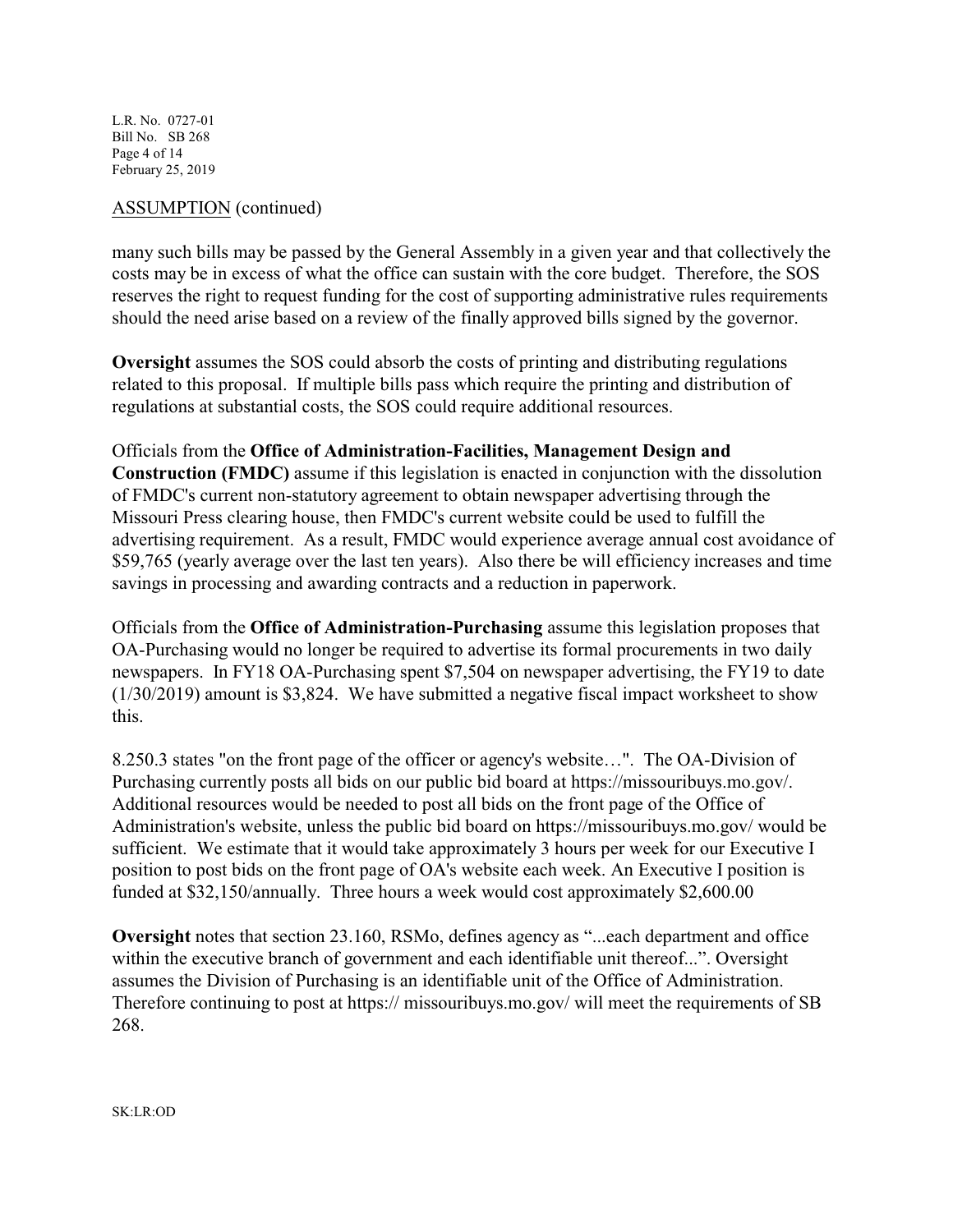ASSUMPTION (continued)

many such bills may be passed by the General Assembly in a given year and that collectively the costs may be in excess of what the office can sustain with the core budget. Therefore, the SOS reserves the right to request funding for the cost of supporting administrative rules requirements should the need arise based on a review of the finally approved bills signed by the governor.

**Oversight** assumes the SOS could absorb the costs of printing and distributing regulations related to this proposal. If multiple bills pass which require the printing and distribution of regulations at substantial costs, the SOS could require additional resources.

Officials from the **Office of Administration-Facilities, Management Design and Construction (FMDC)** assume if this legislation is enacted in conjunction with the dissolution of FMDC's current non-statutory agreement to obtain newspaper advertising through the Missouri Press clearing house, then FMDC's current website could be used to fulfill the advertising requirement. As a result, FMDC would experience average annual cost avoidance of $59,765 (yearly average over the last ten years). Also there be will efficiency increases and time savings in processing and awarding contracts and a reduction in paperwork.

Officials from the **Office of Administration-Purchasing** assume this legislation proposes that OA-Purchasing would no longer be required to advertise its formal procurements in two daily newspapers. In FY18 OA-Purchasing spent $7,504 on newspaper advertising, the FY19 to date (1/30/2019) amount is $3,824. We have submitted a negative fiscal impact worksheet to show this.

8.250.3 states "on the front page of the officer or agency's website…". The OA-Division of Purchasing currently posts all bids on our public bid board at https://missouribuys.mo.gov/. Additional resources would be needed to post all bids on the front page of the Office of Administration's website, unless the public bid board on https://missouribuys.mo.gov/ would be sufficient. We estimate that it would take approximately 3 hours per week for our Executive I position to post bids on the front page of OA's website each week. An Executive I position is funded at $32,150/annually. Three hours a week would cost approximately $2,600.00

**Oversight** notes that section 23.160, RSMo, defines agency as "...each department and office within the executive branch of government and each identifiable unit thereof...". Oversight assumes the Division of Purchasing is an identifiable unit of the Office of Administration. Therefore continuing to post at https:// missouribuys.mo.gov/ will meet the requirements of SB 268.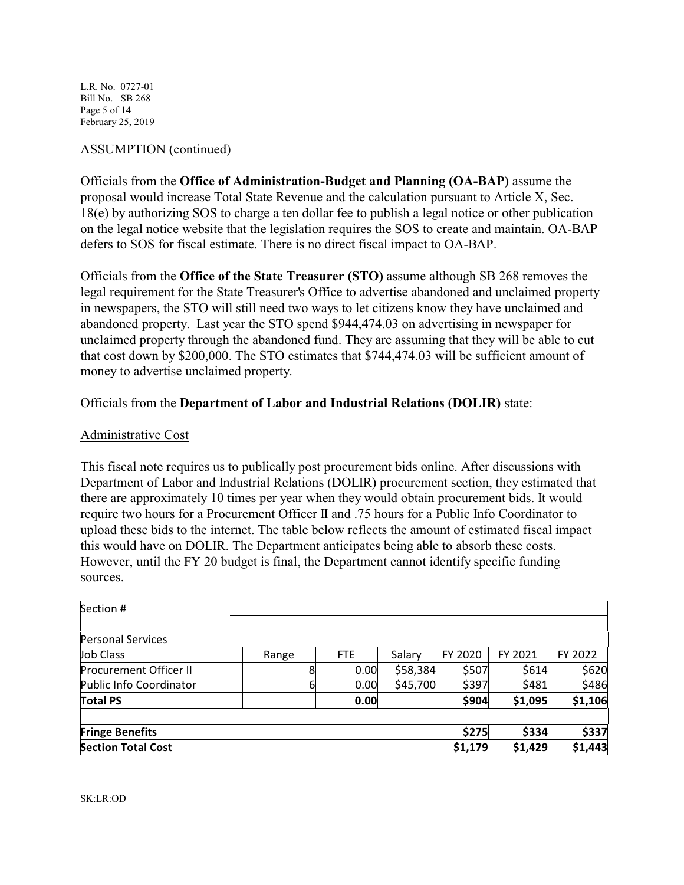ASSUMPTION (continued)

Officials from the **Office of Administration-Budget and Planning (OA-BAP)** assume the proposal would increase Total State Revenue and the calculation pursuant to Article X, Sec. 18(e) by authorizing SOS to charge a ten dollar fee to publish a legal notice or other publication on the legal notice website that the legislation requires the SOS to create and maintain. OA-BAP defers to SOS for fiscal estimate. There is no direct fiscal impact to OA-BAP.

Officials from the **Office of the State Treasurer (STO)** assume although SB 268 removes the legal requirement for the State Treasurer's Office to advertise abandoned and unclaimed property in newspapers, the STO will still need two ways to let citizens know they have unclaimed and abandoned property. Last year the STO spend $944,474.03 on advertising in newspaper for unclaimed property through the abandoned fund. They are assuming that they will be able to cut that cost down by $200,000. The STO estimates that $744,474.03 will be sufficient amount of money to advertise unclaimed property.

Officials from the **Department of Labor and Industrial Relations (DOLIR)** state:

Administrative Cost

This fiscal note requires us to publically post procurement bids online. After discussions with Department of Labor and Industrial Relations (DOLIR) procurement section, they estimated that there are approximately 10 times per year when they would obtain procurement bids. It would require two hours for a Procurement Officer II and .75 hours for a Public Info Coordinator to upload these bids to the internet. The table below reflects the amount of estimated fiscal impact this would have on DOLIR. The Department anticipates being able to absorb these costs. However, until the FY 20 budget is final, the Department cannot identify specific funding sources.

| Section # | | | | | | |
|---|---|---|---|---|---|---|
| Personal Services | | | | | | |
| Job Class | Range | FTE | Salary | FY 2020 | FY 2021 | FY 2022 |
| Procurement Officer II | 8 | 0.00 | $58,384 | $507 | $614 | $620 |
| Public Info Coordinator | 6 | 0.00 | $45,700 | $397 | $481 | $486 |
| **Total PS** | | **0.00** | | **$904** | **$1,095** | **$1,106** |
| **Fringe Benefits** | | | | **$275** | **$334** | **$337** |
| **Section Total Cost** | | | | **$1,179** | **$1,429** | **$1,443** |

SK:LR:OD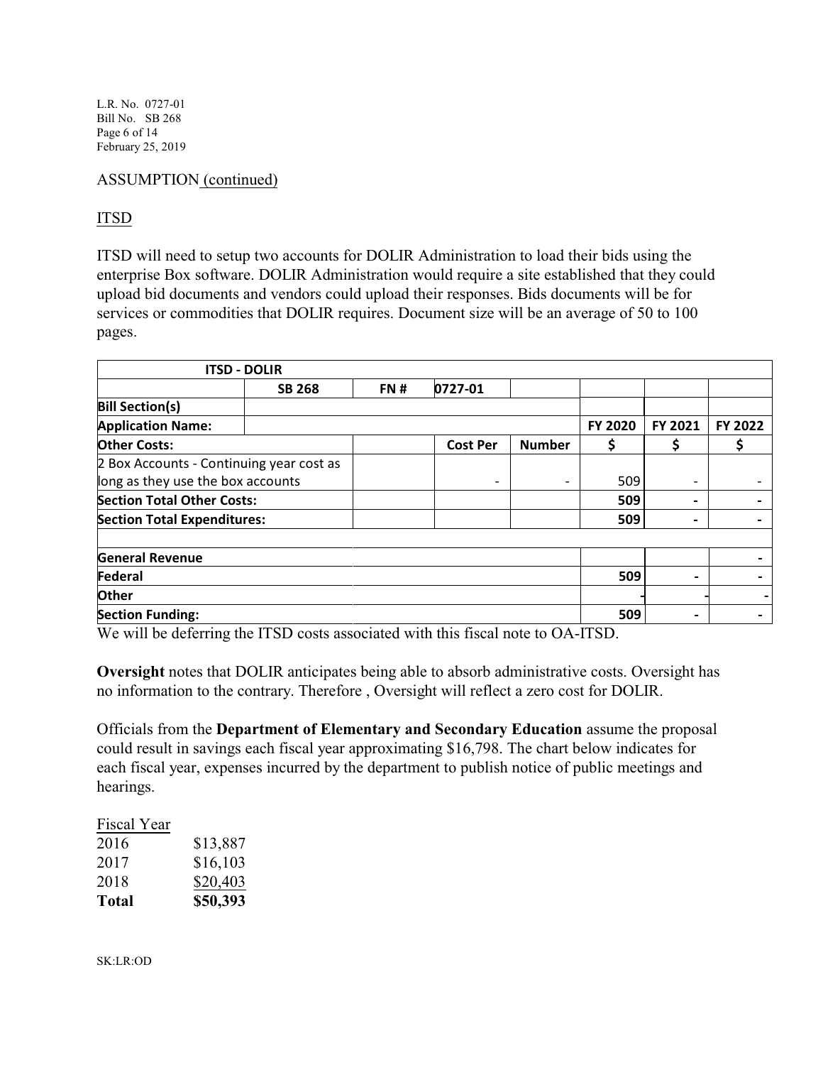ASSUMPTION (continued)

ITSD

ITSD will need to setup two accounts for DOLIR Administration to load their bids using the enterprise Box software. DOLIR Administration would require a site established that they could upload bid documents and vendors could upload their responses. Bids documents will be for services or commodities that DOLIR requires. Document size will be an average of 50 to 100 pages.

| ITSD - DOLIR | | | | | | | |
|---|---|---|---|---|---|---|---|
| | SB 268 | FN # | 0727-01 | | | | |
| **Bill Section(s)** | | | | | | | |
| **Application Name:** | | | | | **FY 2020** | **FY 2021** | **FY 2022** |
| **Other Costs:** | | | **Cost Per** | **Number** | **$** | **$** | **$** |
| 2 Box Accounts - Continuing year cost as long as they use the box accounts | | | - | - | 509 | - | - |
| **Section Total Other Costs:** | | | | | **509** | **-** | **-** |
| **Section Total Expenditures:** | | | | | **509** | **-** | **-** |
| | | | | | | | |
| **General Revenue** | | | | | | | **-** |
| **Federal** | | | | | **509** | **-** | **-** |
| **Other** | | | | | **-** | **-** | **-** |
| **Section Funding:** | | | | | **509** | **-** | **-** |

We will be deferring the ITSD costs associated with this fiscal note to OA-ITSD.

**Oversight** notes that DOLIR anticipates being able to absorb administrative costs. Oversight has no information to the contrary. Therefore , Oversight will reflect a zero cost for DOLIR.

Officials from the **Department of Elementary and Secondary Education** assume the proposal could result in savings each fiscal year approximating $16,798. The chart below indicates for each fiscal year, expenses incurred by the department to publish notice of public meetings and hearings.

| Fiscal Year | |
|---|---|
| 2016 | $13,887 |
| 2017 | $16,103 |
| 2018 | $20,403 |
| **Total** | **$50,393** |

SK:LR:OD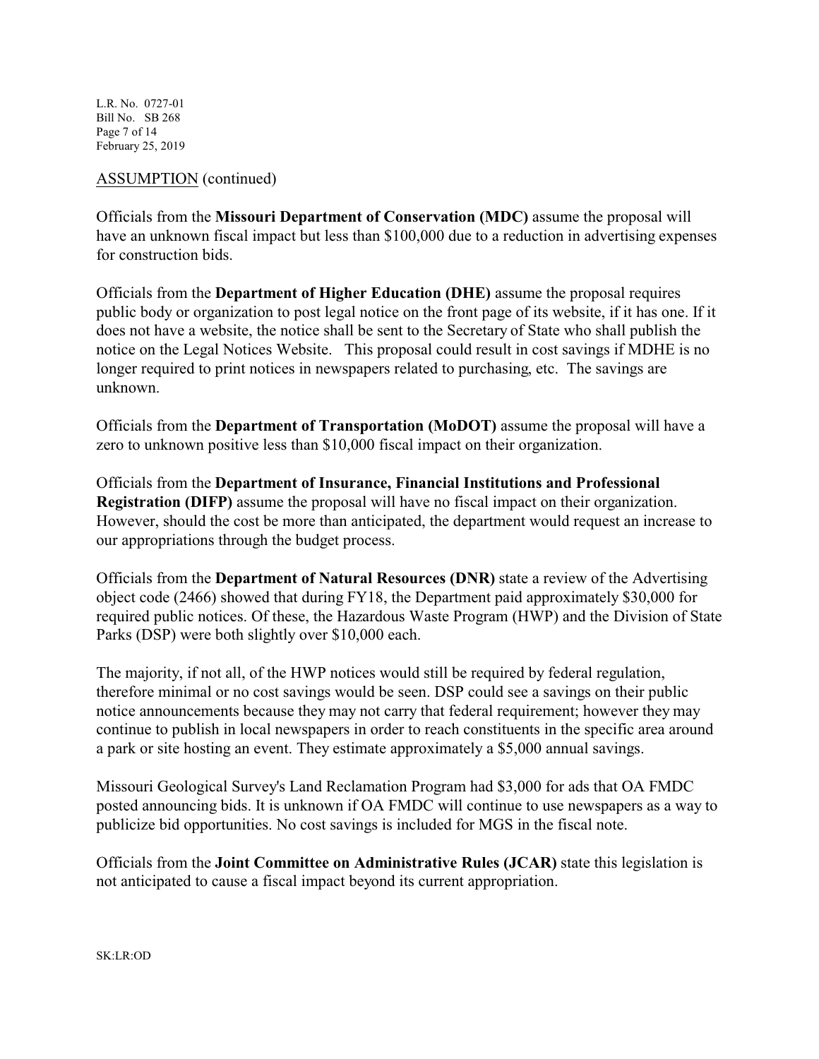ASSUMPTION (continued)

Officials from the **Missouri Department of Conservation (MDC)** assume the proposal will have an unknown fiscal impact but less than $100,000 due to a reduction in advertising expenses for construction bids.

Officials from the **Department of Higher Education (DHE)** assume the proposal requires public body or organization to post legal notice on the front page of its website, if it has one. If it does not have a website, the notice shall be sent to the Secretary of State who shall publish the notice on the Legal Notices Website. This proposal could result in cost savings if MDHE is no longer required to print notices in newspapers related to purchasing, etc. The savings are unknown.

Officials from the **Department of Transportation (MoDOT)** assume the proposal will have a zero to unknown positive less than $10,000 fiscal impact on their organization.

Officials from the **Department of Insurance, Financial Institutions and Professional Registration (DIFP)** assume the proposal will have no fiscal impact on their organization. However, should the cost be more than anticipated, the department would request an increase to our appropriations through the budget process.

Officials from the **Department of Natural Resources (DNR)** state a review of the Advertising object code (2466) showed that during FY18, the Department paid approximately $30,000 for required public notices. Of these, the Hazardous Waste Program (HWP) and the Division of State Parks (DSP) were both slightly over $10,000 each.

The majority, if not all, of the HWP notices would still be required by federal regulation, therefore minimal or no cost savings would be seen. DSP could see a savings on their public notice announcements because they may not carry that federal requirement; however they may continue to publish in local newspapers in order to reach constituents in the specific area around a park or site hosting an event. They estimate approximately a $5,000 annual savings.

Missouri Geological Survey's Land Reclamation Program had $3,000 for ads that OA FMDC posted announcing bids. It is unknown if OA FMDC will continue to use newspapers as a way to publicize bid opportunities. No cost savings is included for MGS in the fiscal note.

Officials from the **Joint Committee on Administrative Rules (JCAR)** state this legislation is not anticipated to cause a fiscal impact beyond its current appropriation.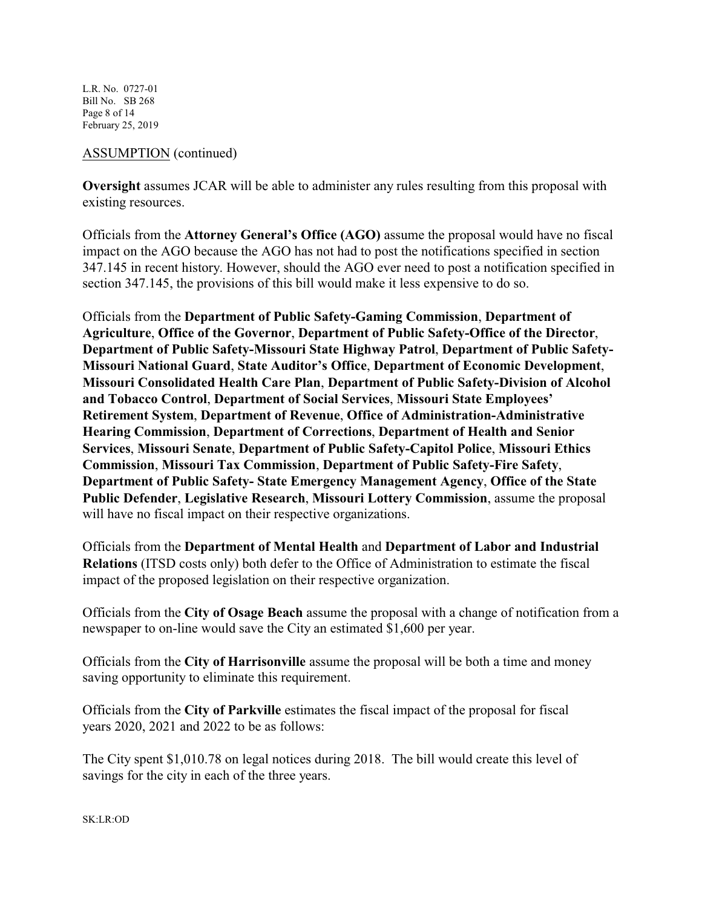ASSUMPTION (continued)

**Oversight** assumes JCAR will be able to administer any rules resulting from this proposal with existing resources.

Officials from the **Attorney General's Office (AGO)** assume the proposal would have no fiscal impact on the AGO because the AGO has not had to post the notifications specified in section 347.145 in recent history. However, should the AGO ever need to post a notification specified in section 347.145, the provisions of this bill would make it less expensive to do so.

Officials from the **Department of Public Safety-Gaming Commission**, **Department of Agriculture**, **Office of the Governor**, **Department of Public Safety-Office of the Director**, **Department of Public Safety-Missouri State Highway Patrol**, **Department of Public Safety-Missouri National Guard**, **State Auditor's Office**, **Department of Economic Development**, **Missouri Consolidated Health Care Plan**, **Department of Public Safety-Division of Alcohol and Tobacco Control**, **Department of Social Services**, **Missouri State Employees' Retirement System**, **Department of Revenue**, **Office of Administration-Administrative Hearing Commission**, **Department of Corrections**, **Department of Health and Senior Services**, **Missouri Senate**, **Department of Public Safety-Capitol Police**, **Missouri Ethics Commission**, **Missouri Tax Commission**, **Department of Public Safety-Fire Safety**, **Department of Public Safety- State Emergency Management Agency**, **Office of the State Public Defender**, **Legislative Research**, **Missouri Lottery Commission**, assume the proposal will have no fiscal impact on their respective organizations.

Officials from the **Department of Mental Health** and **Department of Labor and Industrial Relations** (ITSD costs only) both defer to the Office of Administration to estimate the fiscal impact of the proposed legislation on their respective organization.

Officials from the **City of Osage Beach** assume the proposal with a change of notification from a newspaper to on-line would save the City an estimated $1,600 per year.

Officials from the **City of Harrisonville** assume the proposal will be both a time and money saving opportunity to eliminate this requirement.

Officials from the **City of Parkville** estimates the fiscal impact of the proposal for fiscal years 2020, 2021 and 2022 to be as follows:

The City spent $1,010.78 on legal notices during 2018. The bill would create this level of savings for the city in each of the three years.

SK:LR:OD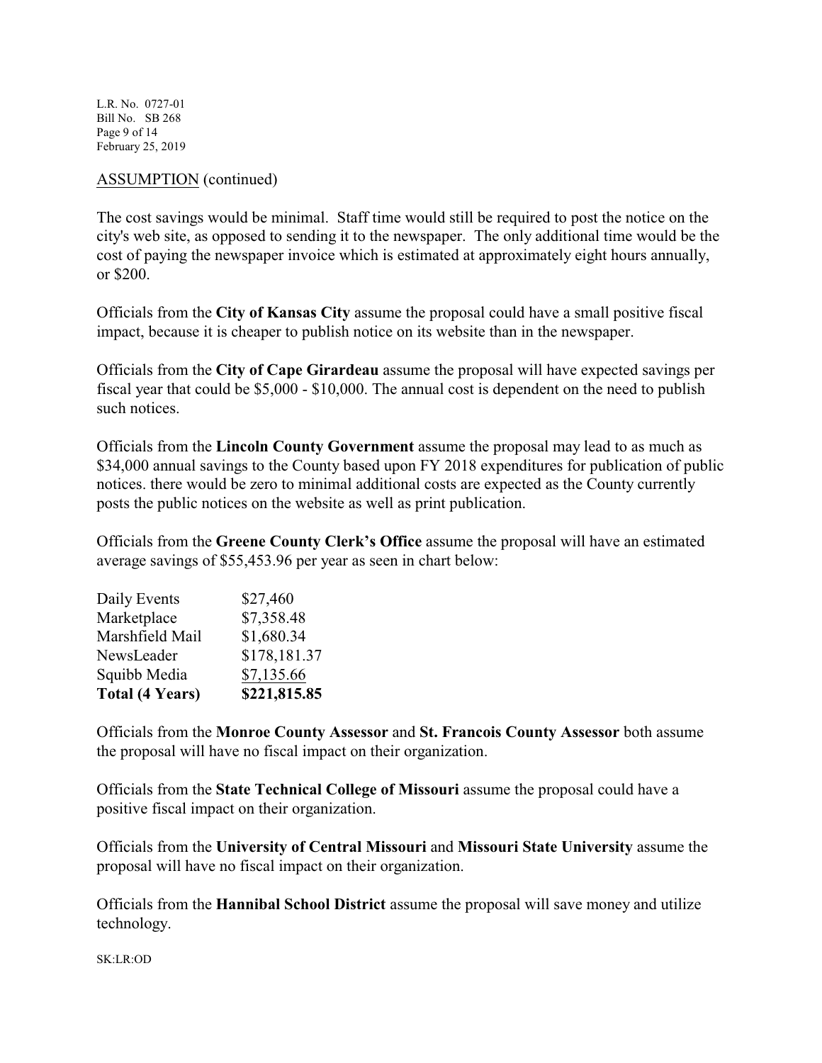ASSUMPTION (continued)

The cost savings would be minimal. Staff time would still be required to post the notice on the city's web site, as opposed to sending it to the newspaper. The only additional time would be the cost of paying the newspaper invoice which is estimated at approximately eight hours annually, or $200.

Officials from the **City of Kansas City** assume the proposal could have a small positive fiscal impact, because it is cheaper to publish notice on its website than in the newspaper.

Officials from the **City of Cape Girardeau** assume the proposal will have expected savings per fiscal year that could be $5,000 - $10,000. The annual cost is dependent on the need to publish such notices.

Officials from the **Lincoln County Government** assume the proposal may lead to as much as $34,000 annual savings to the County based upon FY 2018 expenditures for publication of public notices. there would be zero to minimal additional costs are expected as the County currently posts the public notices on the website as well as print publication.

Officials from the **Greene County Clerk's Office** assume the proposal will have an estimated average savings of $55,453.96 per year as seen in chart below:

| | |
|---|---|
| Daily Events | $27,460 |
| Marketplace | $7,358.48 |
| Marshfield Mail | $1,680.34 |
| NewsLeader | $178,181.37 |
| Squibb Media | $7,135.66 |
| **Total (4 Years)** | **$221,815.85** |

Officials from the **Monroe County Assessor** and **St. Francois County Assessor** both assume the proposal will have no fiscal impact on their organization.

Officials from the **State Technical College of Missouri** assume the proposal could have a positive fiscal impact on their organization.

Officials from the **University of Central Missouri** and **Missouri State University** assume the proposal will have no fiscal impact on their organization.

Officials from the **Hannibal School District** assume the proposal will save money and utilize technology.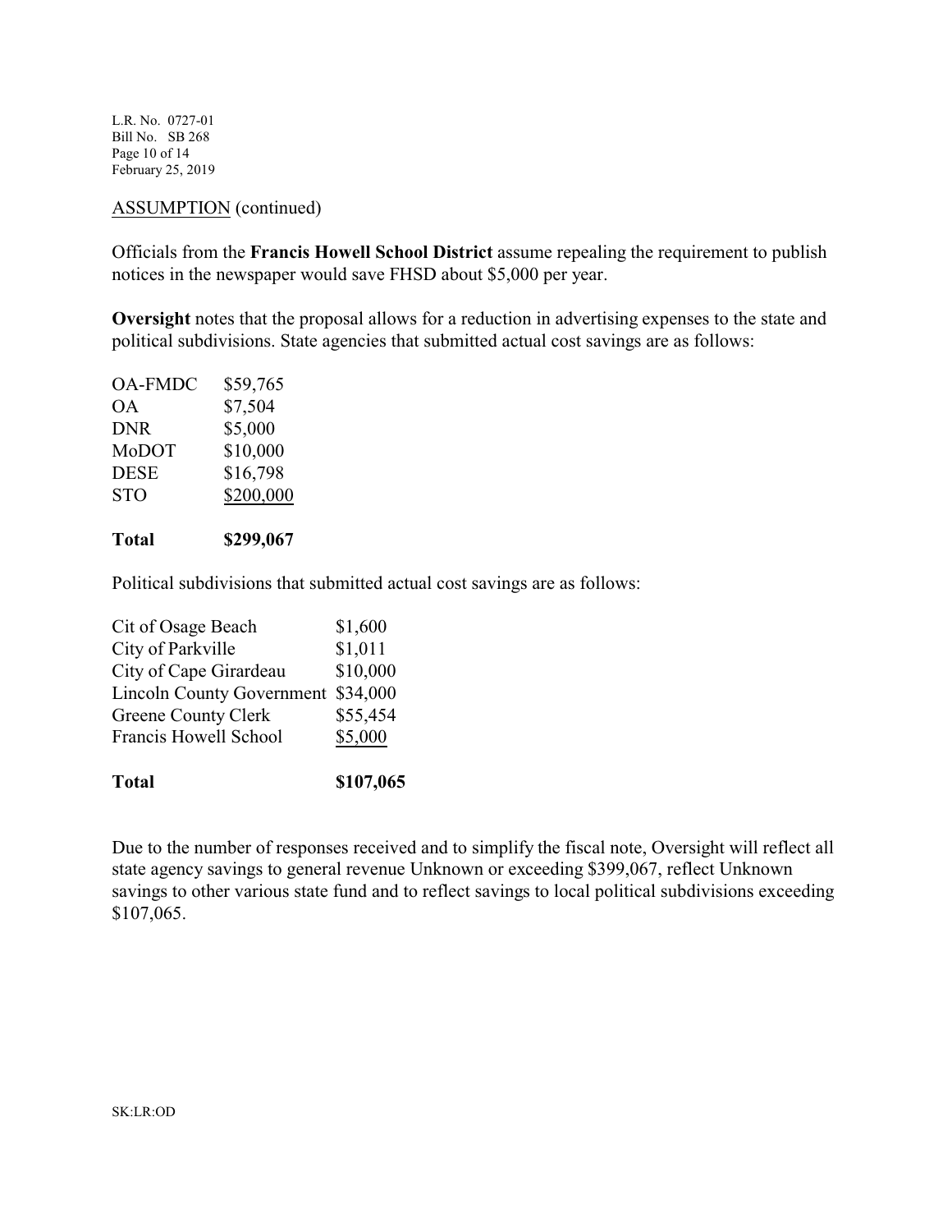ASSUMPTION (continued)

Officials from the **Francis Howell School District** assume repealing the requirement to publish notices in the newspaper would save FHSD about $5,000 per year.

**Oversight** notes that the proposal allows for a reduction in advertising expenses to the state and political subdivisions. State agencies that submitted actual cost savings are as follows:

| | |
|---|---|
| OA-FMDC | $59,765 |
| OA | $7,504 |
| DNR | $5,000 |
| MoDOT | $10,000 |
| DESE | $16,798 |
| STO | $200,000 |
| **Total** | **$299,067** |

Political subdivisions that submitted actual cost savings are as follows:

| | |
|---|---|
| Cit of Osage Beach | $1,600 |
| City of Parkville | $1,011 |
| City of Cape Girardeau | $10,000 |
| Lincoln County Government | $34,000 |
| Greene County Clerk | $55,454 |
| Francis Howell School | $5,000 |
| **Total** | **$107,065** |

Due to the number of responses received and to simplify the fiscal note, Oversight will reflect all state agency savings to general revenue Unknown or exceeding $399,067, reflect Unknown savings to other various state fund and to reflect savings to local political subdivisions exceeding $107,065.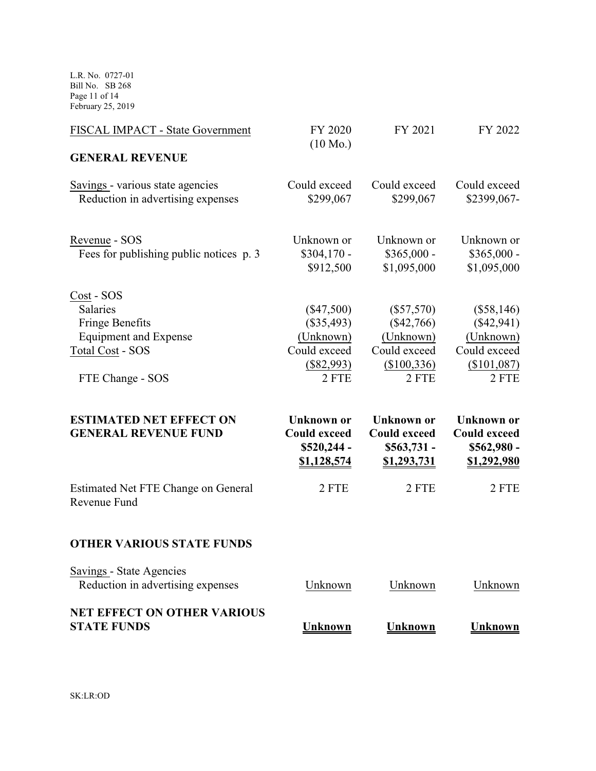| FISCAL IMPACT - State Government | FY 2020 (10 Mo.) | FY 2021 | FY 2022 |
|---|---|---|---|
| **GENERAL REVENUE** | | | |
| Savings - various state agencies<br>Reduction in advertising expenses | Could exceed $299,067 | Could exceed $299,067 | Could exceed $2399,067- |
| Revenue - SOS<br>Fees for publishing public notices p. 3 | Unknown or $304,170 - $912,500 | Unknown or $365,000 - $1,095,000 | Unknown or $365,000 - $1,095,000 |
| Cost - SOS | | | |
| Salaries | ($47,500) | ($57,570) | ($58,146) |
| Fringe Benefits | ($35,493) | ($42,766) | ($42,941) |
| Equipment and Expense | (Unknown) | (Unknown) | (Unknown) |
| Total Cost - SOS | Could exceed ($82,993) | Could exceed ($100,336) | Could exceed ($101,087) |
| FTE Change - SOS | 2 FTE | 2 FTE | 2 FTE |
| **ESTIMATED NET EFFECT ON GENERAL REVENUE FUND** | **Unknown or Could exceed $520,244 - $1,128,574** | **Unknown or Could exceed $563,731 - $1,293,731** | **Unknown or Could exceed $562,980 - $1,292,980** |
| Estimated Net FTE Change on General Revenue Fund | 2 FTE | 2 FTE | 2 FTE |
| **OTHER VARIOUS STATE FUNDS** | | | |
| Savings - State Agencies<br>Reduction in advertising expenses | Unknown | Unknown | Unknown |
| **NET EFFECT ON OTHER VARIOUS STATE FUNDS** | **Unknown** | **Unknown** | **Unknown** |

SK:LR:OD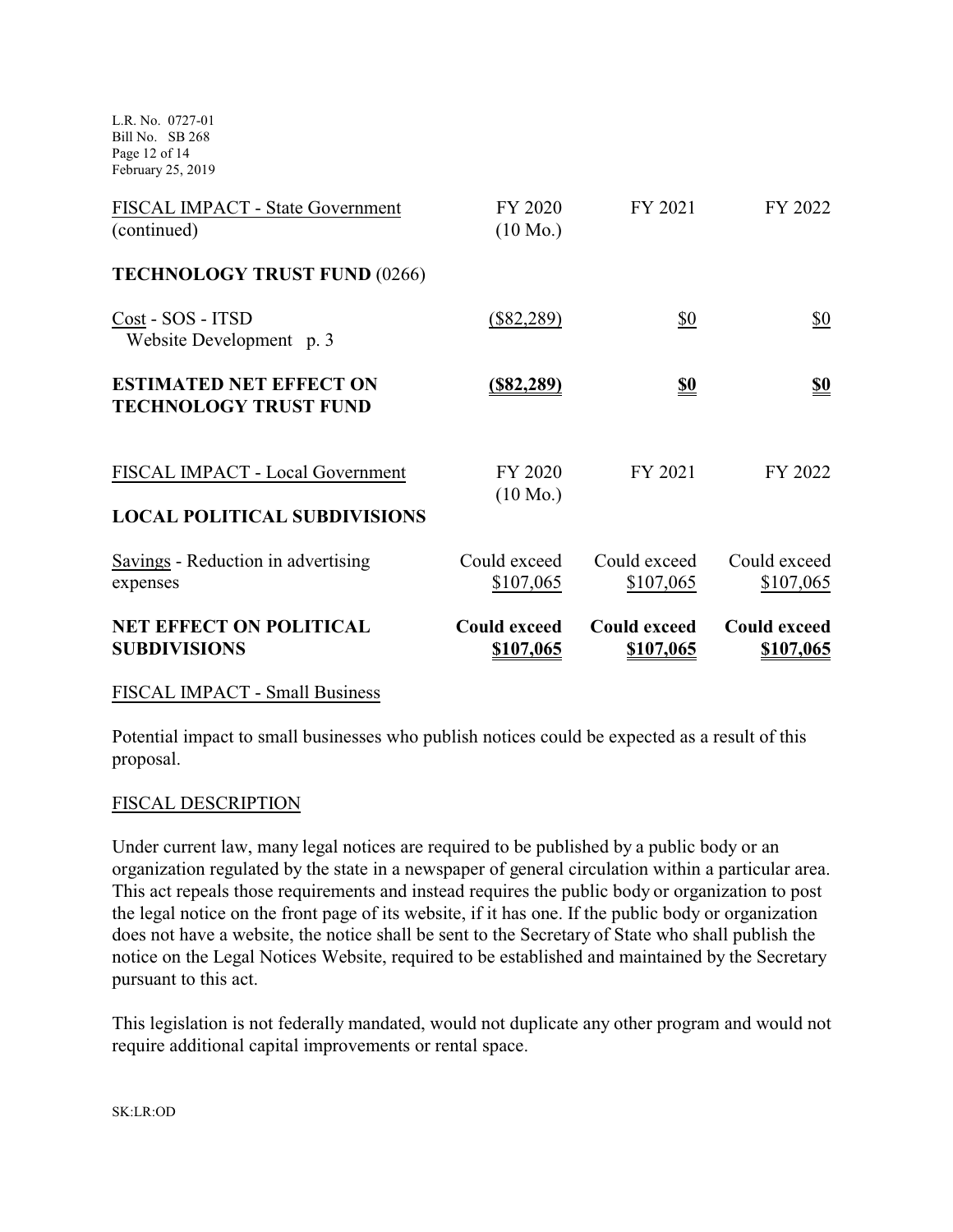| FISCAL IMPACT - State Government (continued) | FY 2020 (10 Mo.) | FY 2021 | FY 2022 |
|---|---|---|---|
| **TECHNOLOGY TRUST FUND** (0266) | | | |
| Cost - SOS - ITSD Website Development p. 3 | ($82,289) | $0 | $0 |
| **ESTIMATED NET EFFECT ON TECHNOLOGY TRUST FUND** | **($82,289)** | **$0** | **$0** |

| FISCAL IMPACT - Local Government | FY 2020 (10 Mo.) | FY 2021 | FY 2022 |
|---|---|---|---|
| **LOCAL POLITICAL SUBDIVISIONS** | | | |
| Savings - Reduction in advertising expenses | Could exceed $107,065 | Could exceed $107,065 | Could exceed $107,065 |
| **NET EFFECT ON POLITICAL SUBDIVISIONS** | **Could exceed $107,065** | **Could exceed $107,065** | **Could exceed $107,065** |

FISCAL IMPACT - Small Business

Potential impact to small businesses who publish notices could be expected as a result of this proposal.

FISCAL DESCRIPTION

Under current law, many legal notices are required to be published by a public body or an organization regulated by the state in a newspaper of general circulation within a particular area. This act repeals those requirements and instead requires the public body or organization to post the legal notice on the front page of its website, if it has one. If the public body or organization does not have a website, the notice shall be sent to the Secretary of State who shall publish the notice on the Legal Notices Website, required to be established and maintained by the Secretary pursuant to this act.

This legislation is not federally mandated, would not duplicate any other program and would not require additional capital improvements or rental space.

SK:LR:OD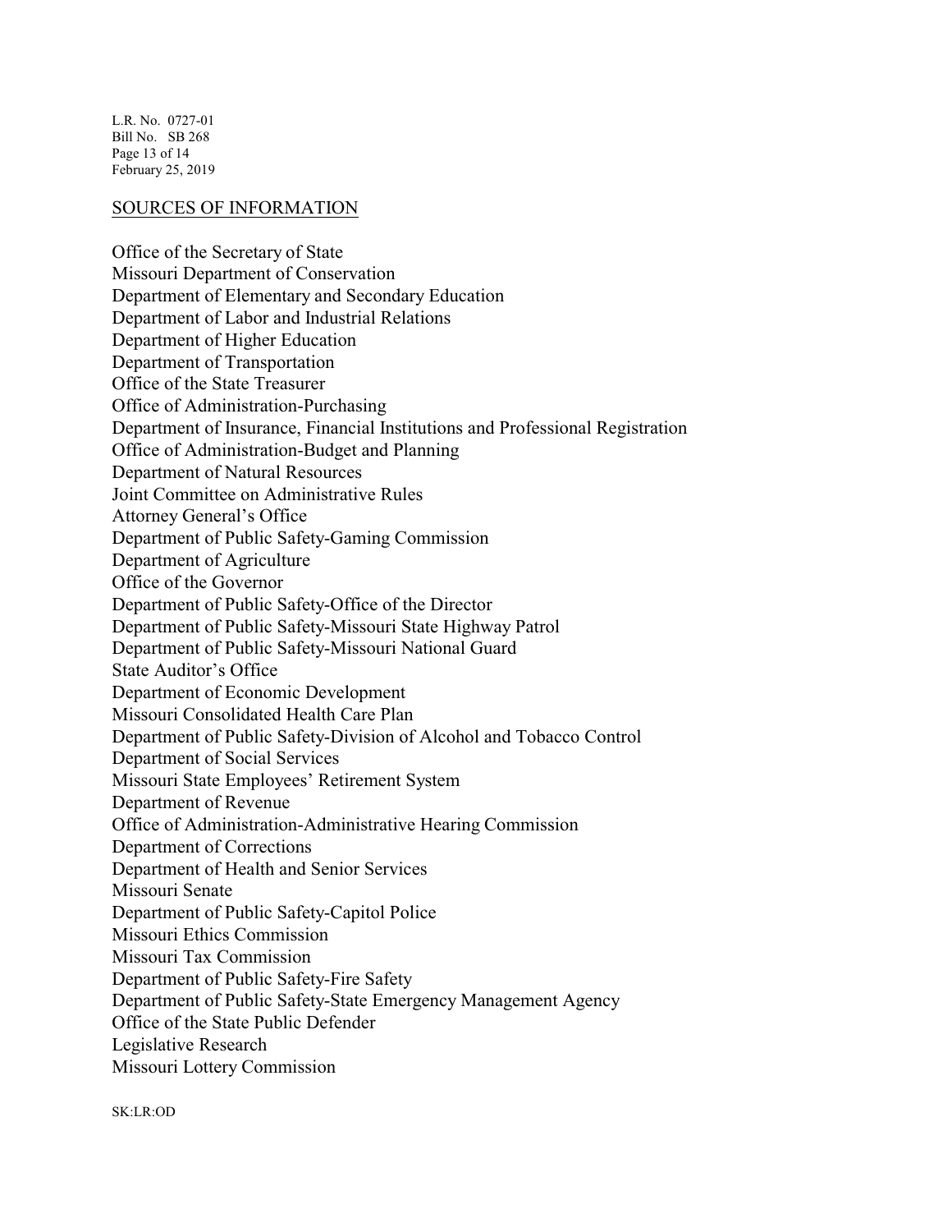## SOURCES OF INFORMATION

Office of the Secretary of State
Missouri Department of Conservation
Department of Elementary and Secondary Education
Department of Labor and Industrial Relations
Department of Higher Education
Department of Transportation
Office of the State Treasurer
Office of Administration-Purchasing
Department of Insurance, Financial Institutions and Professional Registration
Office of Administration-Budget and Planning
Department of Natural Resources
Joint Committee on Administrative Rules
Attorney General's Office
Department of Public Safety-Gaming Commission
Department of Agriculture
Office of the Governor
Department of Public Safety-Office of the Director
Department of Public Safety-Missouri State Highway Patrol
Department of Public Safety-Missouri National Guard
State Auditor's Office
Department of Economic Development
Missouri Consolidated Health Care Plan
Department of Public Safety-Division of Alcohol and Tobacco Control
Department of Social Services
Missouri State Employees' Retirement System
Department of Revenue
Office of Administration-Administrative Hearing Commission
Department of Corrections
Department of Health and Senior Services
Missouri Senate
Department of Public Safety-Capitol Police
Missouri Ethics Commission
Missouri Tax Commission
Department of Public Safety-Fire Safety
Department of Public Safety-State Emergency Management Agency
Office of the State Public Defender
Legislative Research
Missouri Lottery Commission

SK:LR:OD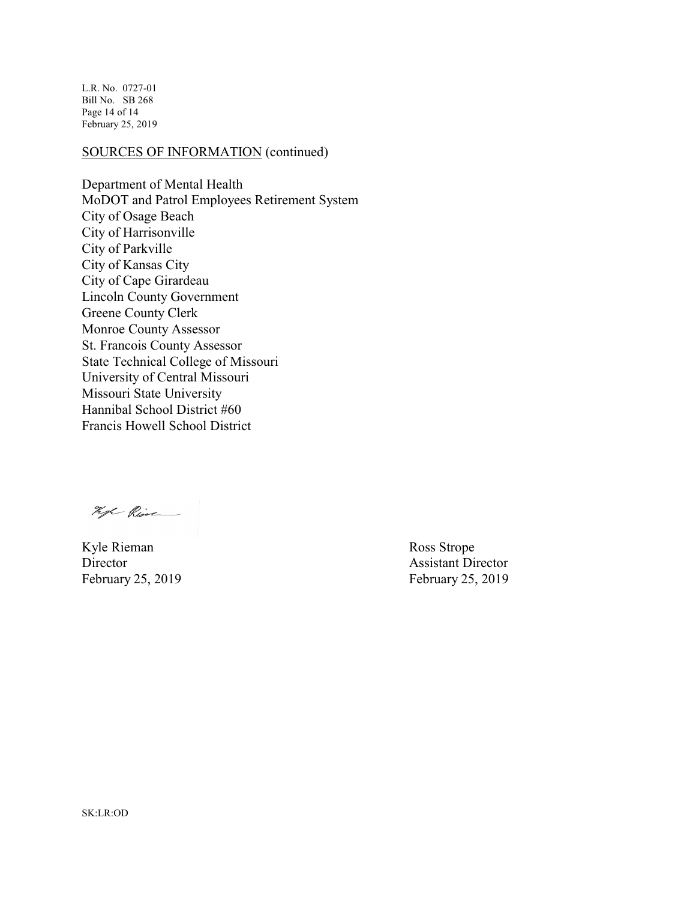SOURCES OF INFORMATION (continued)

Department of Mental Health
MoDOT and Patrol Employees Retirement System
City of Osage Beach
City of Harrisonville
City of Parkville
City of Kansas City
City of Cape Girardeau
Lincoln County Government
Greene County Clerk
Monroe County Assessor
St. Francois County Assessor
State Technical College of Missouri
University of Central Missouri
Missouri State University
Hannibal School District #60
Francis Howell School District

Kyle Rieman
Director
February 25, 2019

Ross Strope
Assistant Director
February 25, 2019

SK:LR:OD